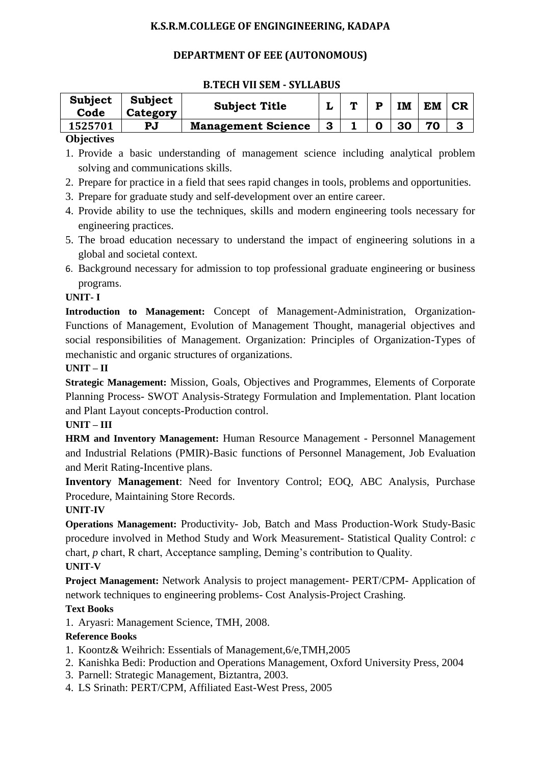# K.S.R.M.COLLEGE OF ENGINGINEERING, KADAPA

## DEPARTMENT OF EEE (AUTONOMOUS)

### B.TECH VII SEM - SYLLABUS

| Subject Code | Subject Category | Subject Title | L | T | P | IM | EM | CR |
|---|---|---|---|---|---|---|---|---|
| 1525701 | PJ | Management Science | 3 | 1 | 0 | 30 | 70 | 3 |

**Objectives**

1. Provide a basic understanding of management science including analytical problem solving and communications skills.
2. Prepare for practice in a field that sees rapid changes in tools, problems and opportunities.
3. Prepare for graduate study and self-development over an entire career.
4. Provide ability to use the techniques, skills and modern engineering tools necessary for engineering practices.
5. The broad education necessary to understand the impact of engineering solutions in a global and societal context.
6. Background necessary for admission to top professional graduate engineering or business programs.

**UNIT- I**

**Introduction to Management:** Concept of Management-Administration, Organization-Functions of Management, Evolution of Management Thought, managerial objectives and social responsibilities of Management. Organization: Principles of Organization-Types of mechanistic and organic structures of organizations.

**UNIT – II**

**Strategic Management:** Mission, Goals, Objectives and Programmes, Elements of Corporate Planning Process- SWOT Analysis-Strategy Formulation and Implementation. Plant location and Plant Layout concepts-Production control.

**UNIT – III**

**HRM and Inventory Management:** Human Resource Management - Personnel Management and Industrial Relations (PMIR)-Basic functions of Personnel Management, Job Evaluation and Merit Rating-Incentive plans.

**Inventory Management**: Need for Inventory Control; EOQ, ABC Analysis, Purchase Procedure, Maintaining Store Records.

**UNIT-IV**

**Operations Management:** Productivity- Job, Batch and Mass Production-Work Study-Basic procedure involved in Method Study and Work Measurement- Statistical Quality Control: *c* chart, *p* chart, R chart, Acceptance sampling, Deming's contribution to Quality.

**UNIT-V**

**Project Management:** Network Analysis to project management- PERT/CPM- Application of network techniques to engineering problems- Cost Analysis-Project Crashing.

**Text Books**

1. Aryasri: Management Science, TMH, 2008.

**Reference Books**

1. Koontz& Weihrich: Essentials of Management,6/e,TMH,2005
2. Kanishka Bedi: Production and Operations Management, Oxford University Press, 2004
3. Parnell: Strategic Management, Biztantra, 2003.
4. LS Srinath: PERT/CPM, Affiliated East-West Press, 2005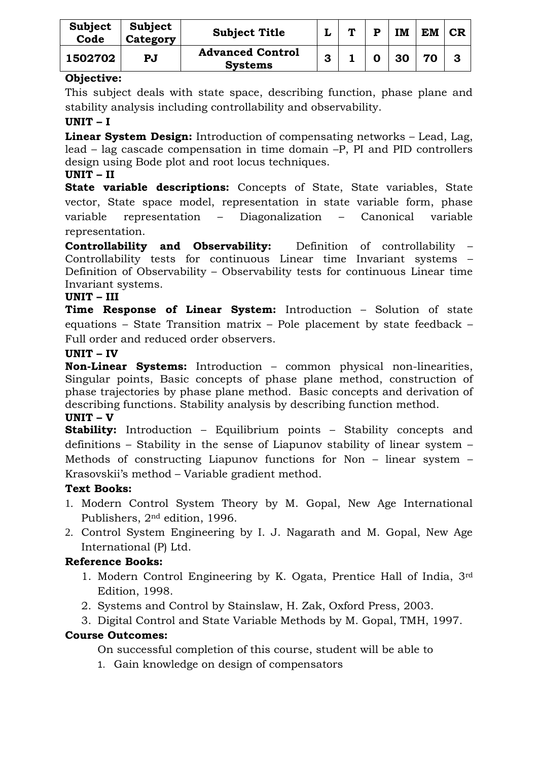| Subject Code | Subject Category | Subject Title | L | T | P | IM | EM | CR |
|---|---|---|---|---|---|---|---|---|
| 1502702 | PJ | Advanced Control Systems | 3 | 1 | 0 | 30 | 70 | 3 |

**Objective:**

This subject deals with state space, describing function, phase plane and stability analysis including controllability and observability.

**UNIT – I**

**Linear System Design:** Introduction of compensating networks – Lead, Lag, lead – lag cascade compensation in time domain –P, PI and PID controllers design using Bode plot and root locus techniques.

**UNIT – II**

**State variable descriptions:** Concepts of State, State variables, State vector, State space model, representation in state variable form, phase variable representation – Diagonalization – Canonical variable representation.

**Controllability and Observability:** Definition of controllability – Controllability tests for continuous Linear time Invariant systems – Definition of Observability – Observability tests for continuous Linear time Invariant systems.

**UNIT – III**

**Time Response of Linear System:** Introduction – Solution of state equations – State Transition matrix – Pole placement by state feedback – Full order and reduced order observers.

**UNIT – IV**

**Non-Linear Systems:** Introduction – common physical non-linearities, Singular points, Basic concepts of phase plane method, construction of phase trajectories by phase plane method. Basic concepts and derivation of describing functions. Stability analysis by describing function method.

**UNIT – V**

**Stability:** Introduction – Equilibrium points – Stability concepts and definitions – Stability in the sense of Liapunov stability of linear system – Methods of constructing Liapunov functions for Non – linear system – Krasovskii's method – Variable gradient method.

**Text Books:**

1. Modern Control System Theory by M. Gopal, New Age International Publishers, 2nd edition, 1996.
2. Control System Engineering by I. J. Nagarath and M. Gopal, New Age International (P) Ltd.

**Reference Books:**

1. Modern Control Engineering by K. Ogata, Prentice Hall of India, 3rd Edition, 1998.
2. Systems and Control by Stainslaw, H. Zak, Oxford Press, 2003.
3. Digital Control and State Variable Methods by M. Gopal, TMH, 1997.

**Course Outcomes:**

On successful completion of this course, student will be able to

1. Gain knowledge on design of compensators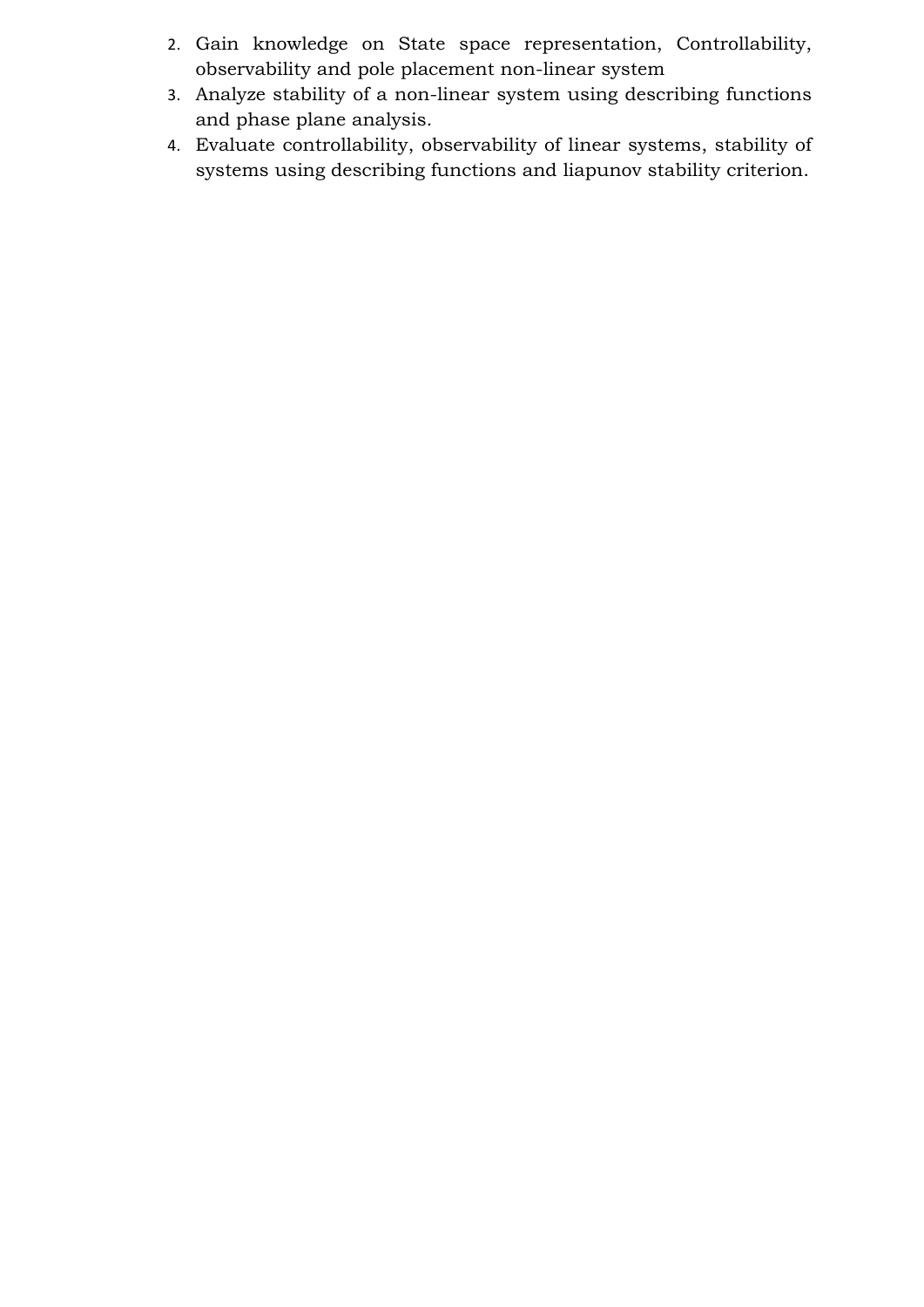2. Gain knowledge on State space representation, Controllability, observability and pole placement non-linear system
3. Analyze stability of a non-linear system using describing functions and phase plane analysis.
4. Evaluate controllability, observability of linear systems, stability of systems using describing functions and liapunov stability criterion.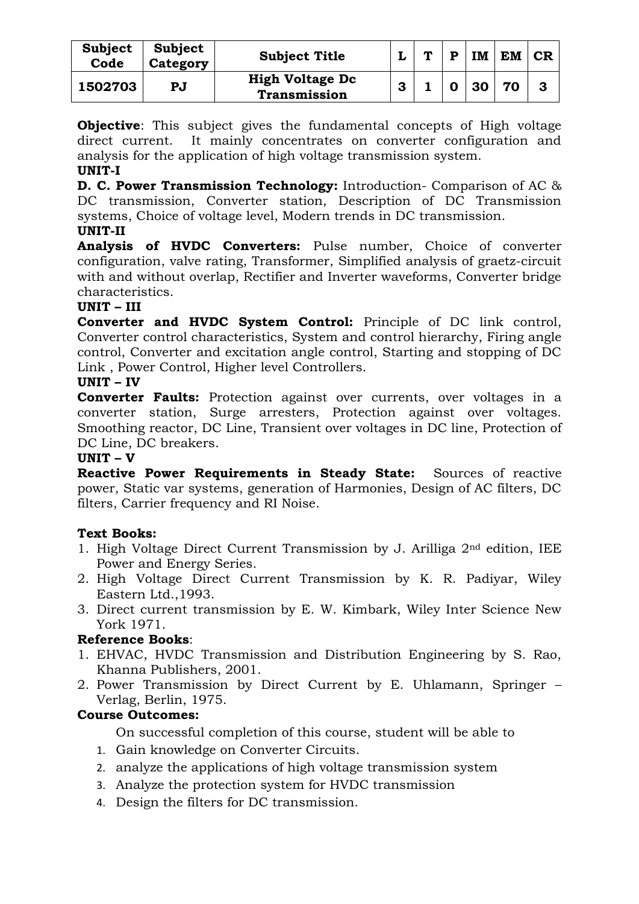| Subject Code | Subject Category | Subject Title | L | T | P | IM | EM | CR |
|---|---|---|---|---|---|---|---|---|
| 1502703 | PJ | High Voltage Dc Transmission | 3 | 1 | 0 | 30 | 70 | 3 |

**Objective**: This subject gives the fundamental concepts of High voltage direct current. It mainly concentrates on converter configuration and analysis for the application of high voltage transmission system.

**UNIT-I**

**D. C. Power Transmission Technology:** Introduction- Comparison of AC & DC transmission, Converter station, Description of DC Transmission systems, Choice of voltage level, Modern trends in DC transmission.

**UNIT-II**

**Analysis of HVDC Converters:** Pulse number, Choice of converter configuration, valve rating, Transformer, Simplified analysis of graetz-circuit with and without overlap, Rectifier and Inverter waveforms, Converter bridge characteristics.

**UNIT – III**

**Converter and HVDC System Control:** Principle of DC link control, Converter control characteristics, System and control hierarchy, Firing angle control, Converter and excitation angle control, Starting and stopping of DC Link , Power Control, Higher level Controllers.

**UNIT – IV**

**Converter Faults:** Protection against over currents, over voltages in a converter station, Surge arresters, Protection against over voltages. Smoothing reactor, DC Line, Transient over voltages in DC line, Protection of DC Line, DC breakers.

**UNIT – V**

**Reactive Power Requirements in Steady State:** Sources of reactive power, Static var systems, generation of Harmonies, Design of AC filters, DC filters, Carrier frequency and RI Noise.

**Text Books:**

1. High Voltage Direct Current Transmission by J. Arilliga 2nd edition, IEE Power and Energy Series.
2. High Voltage Direct Current Transmission by K. R. Padiyar, Wiley Eastern Ltd.,1993.
3. Direct current transmission by E. W. Kimbark, Wiley Inter Science New York 1971.

**Reference Books**:

1. EHVAC, HVDC Transmission and Distribution Engineering by S. Rao, Khanna Publishers, 2001.
2. Power Transmission by Direct Current by E. Uhlamann, Springer – Verlag, Berlin, 1975.

**Course Outcomes:**

On successful completion of this course, student will be able to

1. Gain knowledge on Converter Circuits.
2. analyze the applications of high voltage transmission system
3. Analyze the protection system for HVDC transmission
4. Design the filters for DC transmission.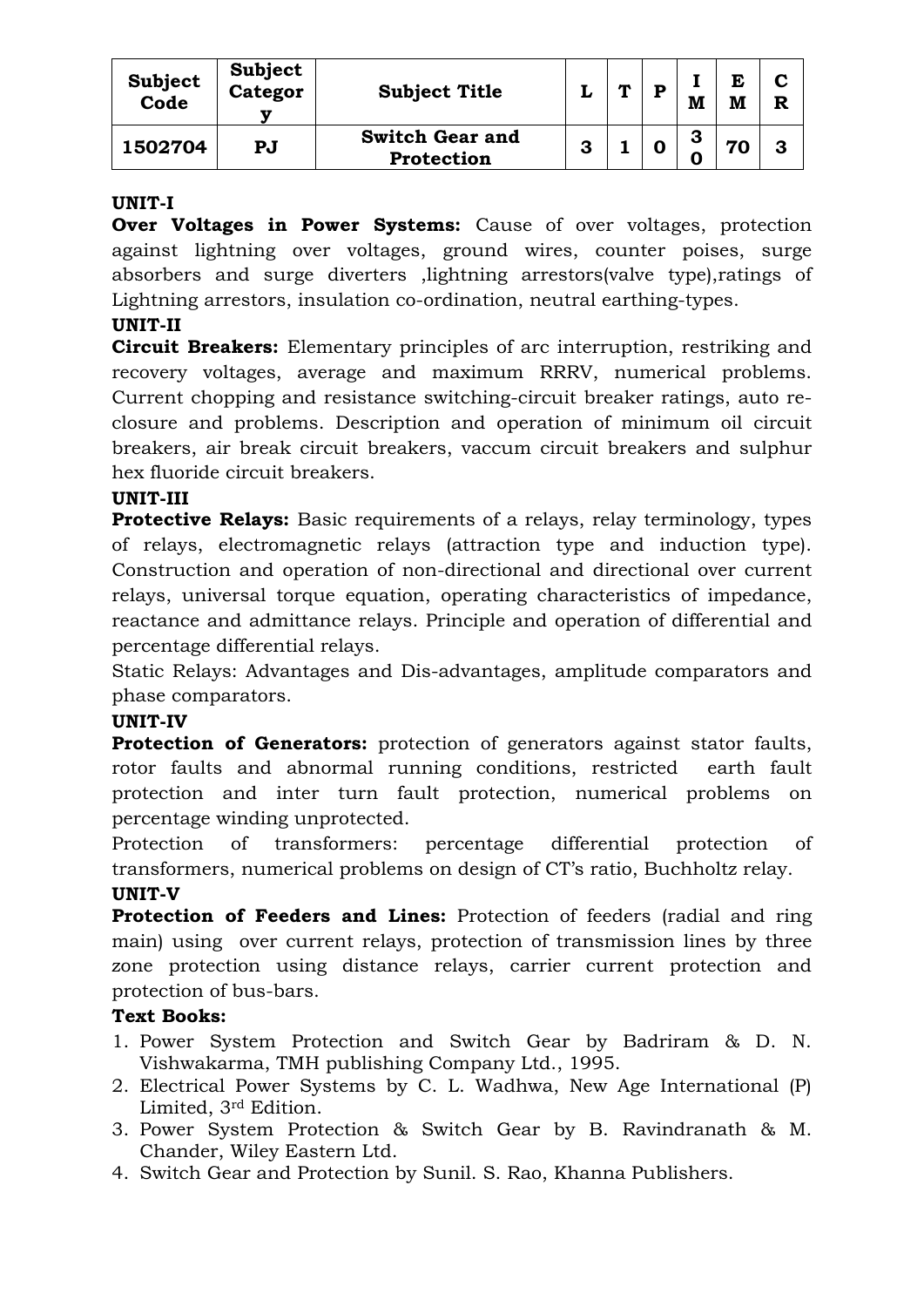| Subject Code | Subject Category | Subject Title | L | T | P | IM | EM | CR |
|---|---|---|---|---|---|---|---|---|
| 1502704 | PJ | Switch Gear and Protection | 3 | 1 | 0 | 30 | 70 | 3 |

**UNIT-I**

**Over Voltages in Power Systems:** Cause of over voltages, protection against lightning over voltages, ground wires, counter poises, surge absorbers and surge diverters ,lightning arrestors(valve type),ratings of Lightning arrestors, insulation co-ordination, neutral earthing-types.

**UNIT-II**

**Circuit Breakers:** Elementary principles of arc interruption, restriking and recovery voltages, average and maximum RRRV, numerical problems. Current chopping and resistance switching-circuit breaker ratings, auto re-closure and problems. Description and operation of minimum oil circuit breakers, air break circuit breakers, vaccum circuit breakers and sulphur hex fluoride circuit breakers.

**UNIT-III**

**Protective Relays:** Basic requirements of a relays, relay terminology, types of relays, electromagnetic relays (attraction type and induction type). Construction and operation of non-directional and directional over current relays, universal torque equation, operating characteristics of impedance, reactance and admittance relays. Principle and operation of differential and percentage differential relays.

Static Relays: Advantages and Dis-advantages, amplitude comparators and phase comparators.

**UNIT-IV**

**Protection of Generators:** protection of generators against stator faults, rotor faults and abnormal running conditions, restricted earth fault protection and inter turn fault protection, numerical problems on percentage winding unprotected.

Protection of transformers: percentage differential protection of transformers, numerical problems on design of CT's ratio, Buchholtz relay.

**UNIT-V**

**Protection of Feeders and Lines:** Protection of feeders (radial and ring main) using over current relays, protection of transmission lines by three zone protection using distance relays, carrier current protection and protection of bus-bars.

**Text Books:**

1. Power System Protection and Switch Gear by Badriram & D. N. Vishwakarma, TMH publishing Company Ltd., 1995.
2. Electrical Power Systems by C. L. Wadhwa, New Age International (P) Limited, 3rd Edition.
3. Power System Protection & Switch Gear by B. Ravindranath & M. Chander, Wiley Eastern Ltd.
4. Switch Gear and Protection by Sunil. S. Rao, Khanna Publishers.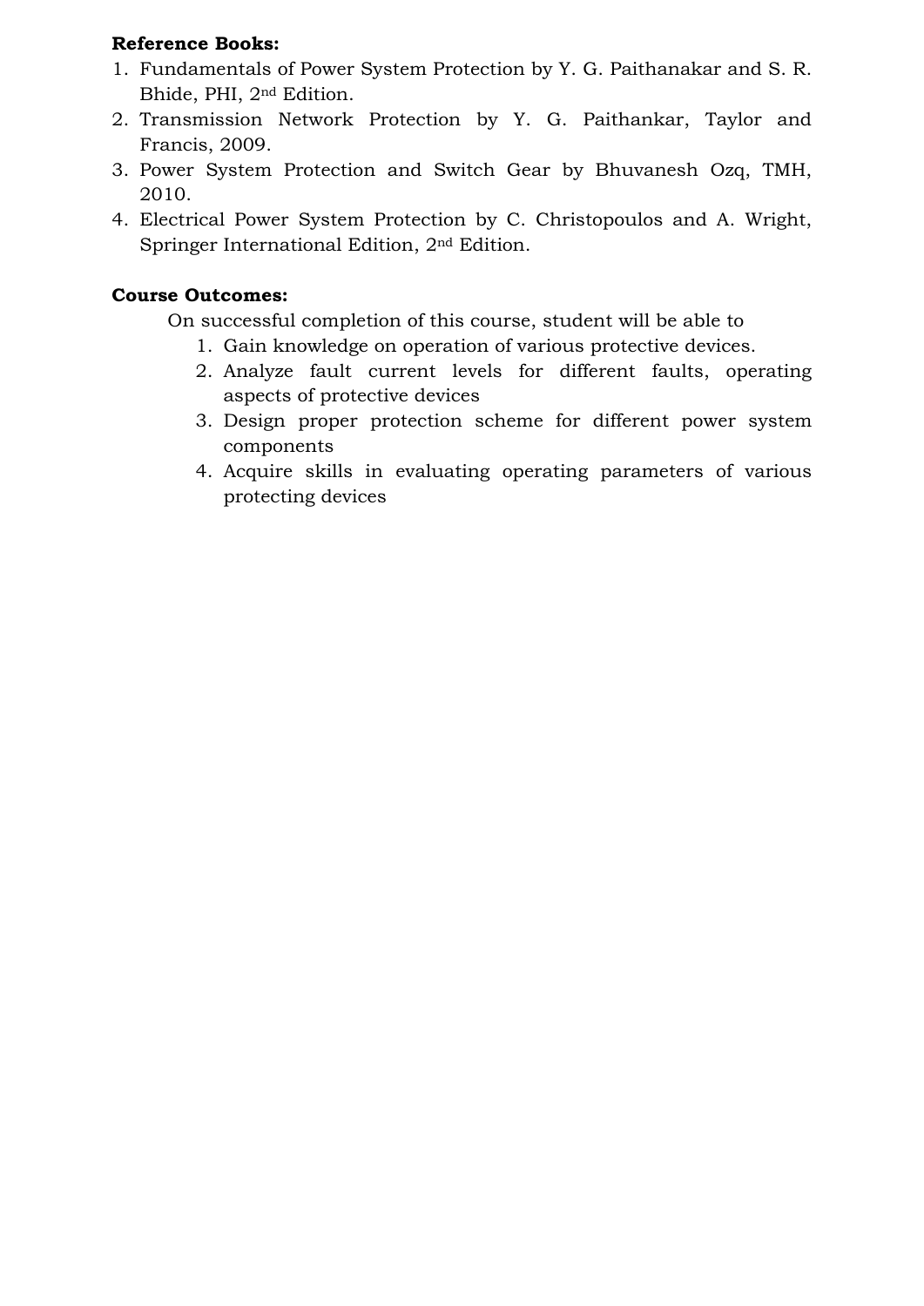**Reference Books:**

1. Fundamentals of Power System Protection by Y. G. Paithanakar and S. R. Bhide, PHI, 2nd Edition.
2. Transmission Network Protection by Y. G. Paithankar, Taylor and Francis, 2009.
3. Power System Protection and Switch Gear by Bhuvanesh Ozq, TMH, 2010.
4. Electrical Power System Protection by C. Christopoulos and A. Wright, Springer International Edition, 2nd Edition.

**Course Outcomes:**

On successful completion of this course, student will be able to

1. Gain knowledge on operation of various protective devices.
2. Analyze fault current levels for different faults, operating aspects of protective devices
3. Design proper protection scheme for different power system components
4. Acquire skills in evaluating operating parameters of various protecting devices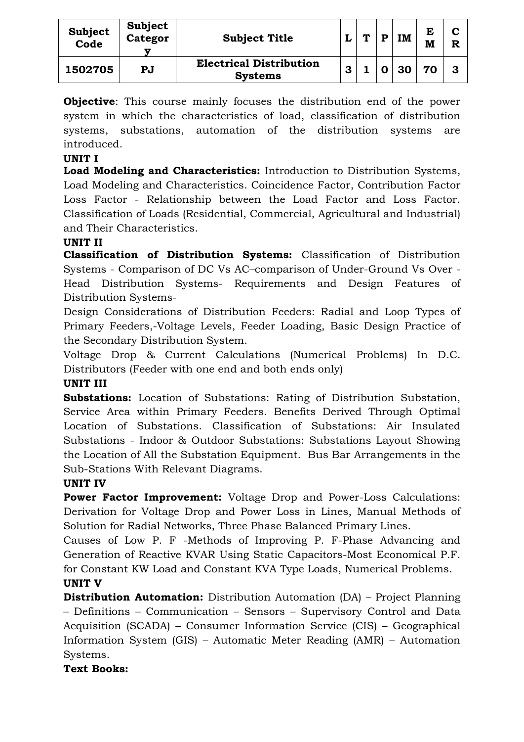| Subject Code | Subject Category | Subject Title | L | T | P | IM | EM | CR |
|---|---|---|---|---|---|---|---|---|
| 1502705 | PJ | Electrical Distribution Systems | 3 | 1 | 0 | 30 | 70 | 3 |

**Objective**: This course mainly focuses the distribution end of the power system in which the characteristics of load, classification of distribution systems, substations, automation of the distribution systems are introduced.

**UNIT I**

**Load Modeling and Characteristics:** Introduction to Distribution Systems, Load Modeling and Characteristics. Coincidence Factor, Contribution Factor Loss Factor - Relationship between the Load Factor and Loss Factor. Classification of Loads (Residential, Commercial, Agricultural and Industrial) and Their Characteristics.

**UNIT II**

**Classification of Distribution Systems:** Classification of Distribution Systems - Comparison of DC Vs AC–comparison of Under-Ground Vs Over - Head Distribution Systems- Requirements and Design Features of Distribution Systems-

Design Considerations of Distribution Feeders: Radial and Loop Types of Primary Feeders,-Voltage Levels, Feeder Loading, Basic Design Practice of the Secondary Distribution System.

Voltage Drop & Current Calculations (Numerical Problems) In D.C. Distributors (Feeder with one end and both ends only)

**UNIT III**

**Substations:** Location of Substations: Rating of Distribution Substation, Service Area within Primary Feeders. Benefits Derived Through Optimal Location of Substations. Classification of Substations: Air Insulated Substations - Indoor & Outdoor Substations: Substations Layout Showing the Location of All the Substation Equipment. Bus Bar Arrangements in the Sub-Stations With Relevant Diagrams.

**UNIT IV**

**Power Factor Improvement:** Voltage Drop and Power-Loss Calculations: Derivation for Voltage Drop and Power Loss in Lines, Manual Methods of Solution for Radial Networks, Three Phase Balanced Primary Lines.

Causes of Low P. F -Methods of Improving P. F-Phase Advancing and Generation of Reactive KVAR Using Static Capacitors-Most Economical P.F. for Constant KW Load and Constant KVA Type Loads, Numerical Problems.

**UNIT V**

**Distribution Automation:** Distribution Automation (DA) – Project Planning – Definitions – Communication – Sensors – Supervisory Control and Data Acquisition (SCADA) – Consumer Information Service (CIS) – Geographical Information System (GIS) – Automatic Meter Reading (AMR) – Automation Systems.

**Text Books:**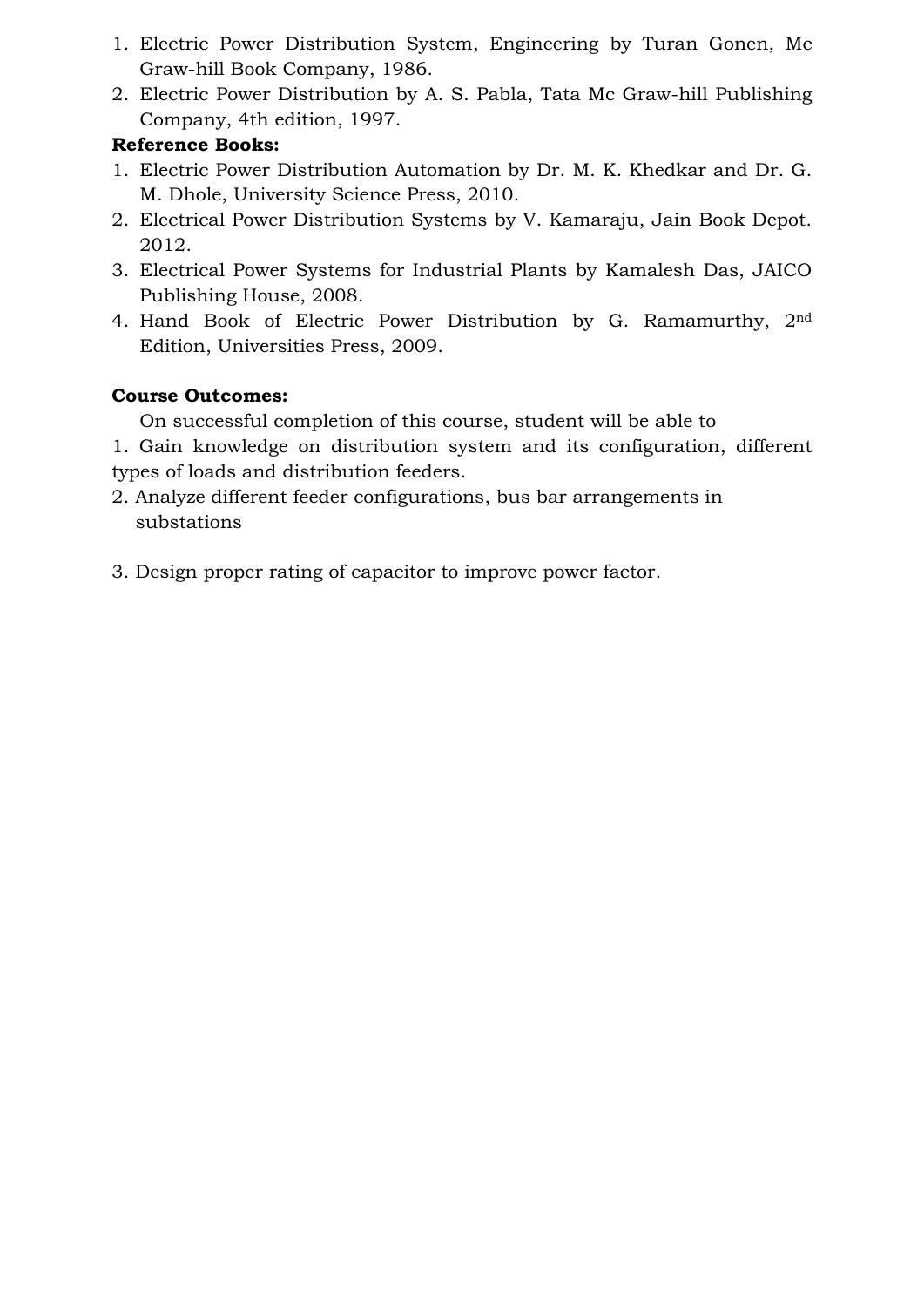1. Electric Power Distribution System, Engineering by Turan Gonen, Mc Graw-hill Book Company, 1986.
2. Electric Power Distribution by A. S. Pabla, Tata Mc Graw-hill Publishing Company, 4th edition, 1997.

**Reference Books:**

1. Electric Power Distribution Automation by Dr. M. K. Khedkar and Dr. G. M. Dhole, University Science Press, 2010.
2. Electrical Power Distribution Systems by V. Kamaraju, Jain Book Depot. 2012.
3. Electrical Power Systems for Industrial Plants by Kamalesh Das, JAICO Publishing House, 2008.
4. Hand Book of Electric Power Distribution by G. Ramamurthy, 2nd Edition, Universities Press, 2009.

**Course Outcomes:**

On successful completion of this course, student will be able to

1. Gain knowledge on distribution system and its configuration, different types of loads and distribution feeders.
2. Analyze different feeder configurations, bus bar arrangements in substations
3. Design proper rating of capacitor to improve power factor.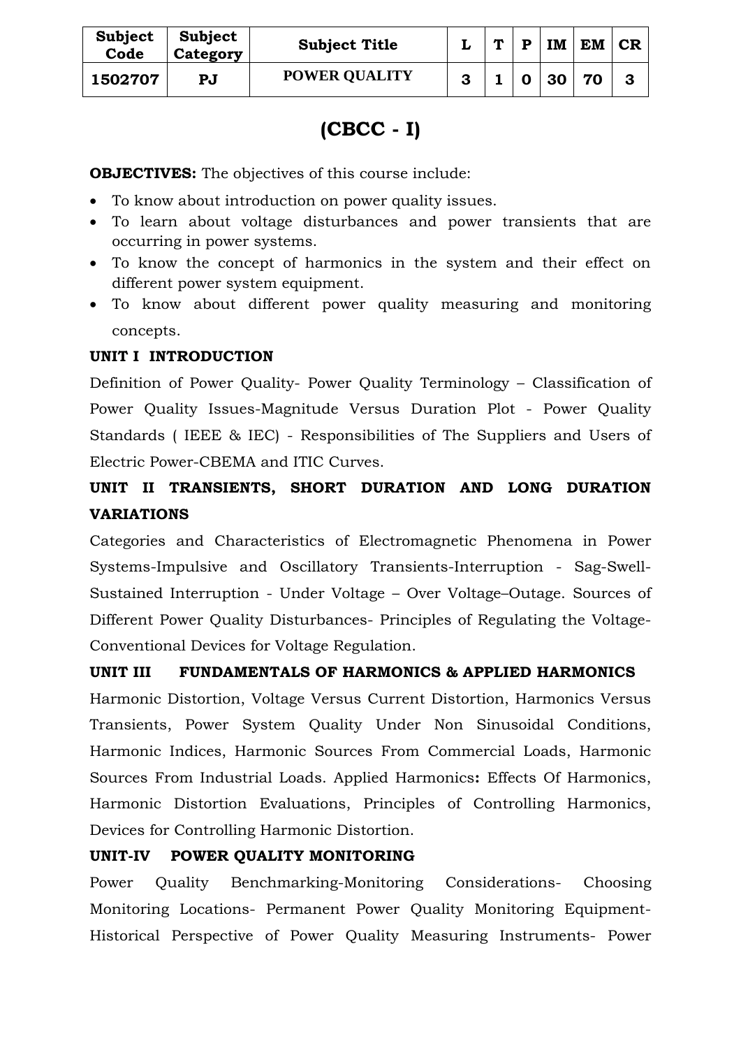| Subject Code | Subject Category | Subject Title | L | T | P | IM | EM | CR |
|---|---|---|---|---|---|---|---|---|
| 1502707 | PJ | POWER QUALITY | 3 | 1 | 0 | 30 | 70 | 3 |

# (CBCC - I)

**OBJECTIVES:** The objectives of this course include:

- To know about introduction on power quality issues.
- To learn about voltage disturbances and power transients that are occurring in power systems.
- To know the concept of harmonics in the system and their effect on different power system equipment.
- To know about different power quality measuring and monitoring concepts.

**UNIT I INTRODUCTION**

Definition of Power Quality- Power Quality Terminology – Classification of Power Quality Issues-Magnitude Versus Duration Plot - Power Quality Standards ( IEEE & IEC) - Responsibilities of The Suppliers and Users of Electric Power-CBEMA and ITIC Curves.

**UNIT II TRANSIENTS, SHORT DURATION AND LONG DURATION VARIATIONS**

Categories and Characteristics of Electromagnetic Phenomena in Power Systems-Impulsive and Oscillatory Transients-Interruption - Sag-Swell-Sustained Interruption - Under Voltage – Over Voltage–Outage. Sources of Different Power Quality Disturbances- Principles of Regulating the Voltage-Conventional Devices for Voltage Regulation.

**UNIT III FUNDAMENTALS OF HARMONICS & APPLIED HARMONICS**

Harmonic Distortion, Voltage Versus Current Distortion, Harmonics Versus Transients, Power System Quality Under Non Sinusoidal Conditions, Harmonic Indices, Harmonic Sources From Commercial Loads, Harmonic Sources From Industrial Loads. Applied Harmonics**:** Effects Of Harmonics, Harmonic Distortion Evaluations, Principles of Controlling Harmonics, Devices for Controlling Harmonic Distortion.

**UNIT-IV POWER QUALITY MONITORING**

Power Quality Benchmarking-Monitoring Considerations- Choosing Monitoring Locations- Permanent Power Quality Monitoring Equipment-Historical Perspective of Power Quality Measuring Instruments- Power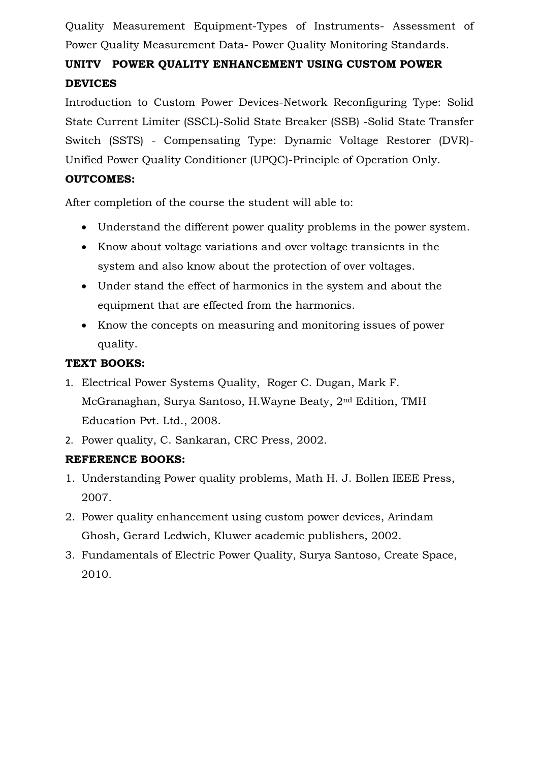Quality Measurement Equipment-Types of Instruments- Assessment of Power Quality Measurement Data- Power Quality Monitoring Standards.

**UNITV POWER QUALITY ENHANCEMENT USING CUSTOM POWER DEVICES**

Introduction to Custom Power Devices-Network Reconfiguring Type: Solid State Current Limiter (SSCL)-Solid State Breaker (SSB) -Solid State Transfer Switch (SSTS) - Compensating Type: Dynamic Voltage Restorer (DVR)-Unified Power Quality Conditioner (UPQC)-Principle of Operation Only.

**OUTCOMES:**

After completion of the course the student will able to:

- Understand the different power quality problems in the power system.
- Know about voltage variations and over voltage transients in the system and also know about the protection of over voltages.
- Under stand the effect of harmonics in the system and about the equipment that are effected from the harmonics.
- Know the concepts on measuring and monitoring issues of power quality.

**TEXT BOOKS:**

1. Electrical Power Systems Quality, Roger C. Dugan, Mark F. McGranaghan, Surya Santoso, H.Wayne Beaty, 2nd Edition, TMH Education Pvt. Ltd., 2008.
2. Power quality, C. Sankaran, CRC Press, 2002.

**REFERENCE BOOKS:**

1. Understanding Power quality problems, Math H. J. Bollen IEEE Press, 2007.
2. Power quality enhancement using custom power devices, Arindam Ghosh, Gerard Ledwich, Kluwer academic publishers, 2002.
3. Fundamentals of Electric Power Quality, Surya Santoso, Create Space, 2010.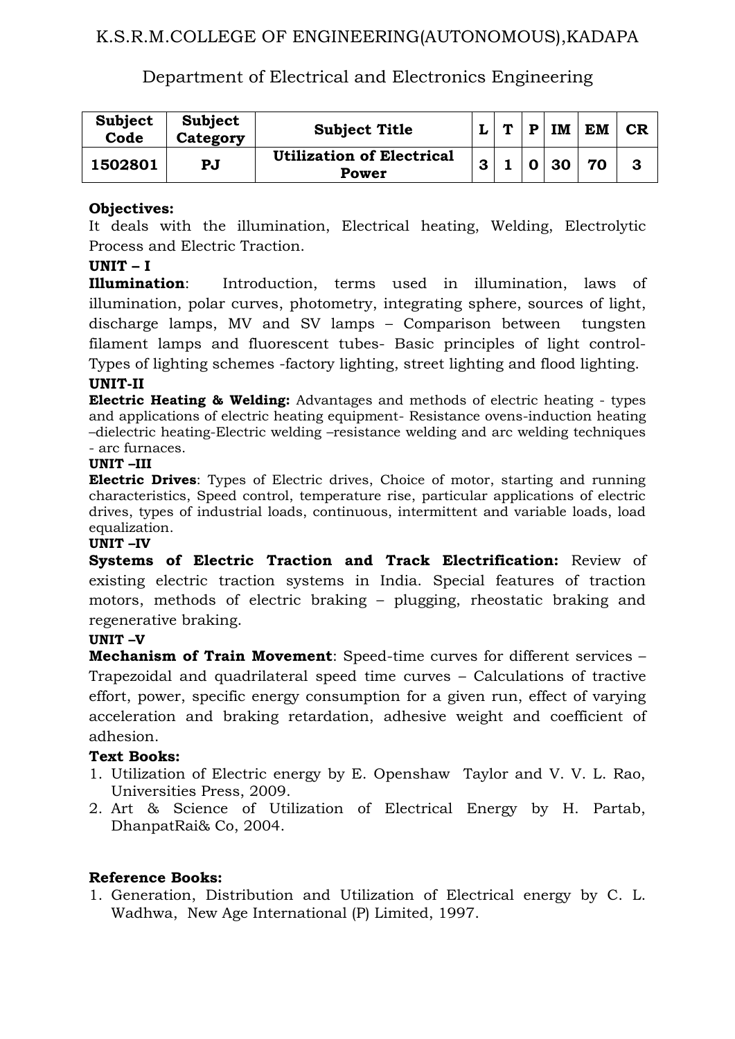K.S.R.M.COLLEGE OF ENGINEERING(AUTONOMOUS),KADAPA

Department of Electrical and Electronics Engineering

| Subject Code | Subject Category | Subject Title | L | T | P | IM | EM | CR |
|---|---|---|---|---|---|---|---|---|
| **1502801** | **PJ** | **Utilization of Electrical Power** | **3** | **1** | **0** | **30** | **70** | **3** |

**Objectives:**
It deals with the illumination, Electrical heating, Welding, Electrolytic Process and Electric Traction.

**UNIT – I**
**Illumination**: Introduction, terms used in illumination, laws of illumination, polar curves, photometry, integrating sphere, sources of light, discharge lamps, MV and SV lamps – Comparison between tungsten filament lamps and fluorescent tubes- Basic principles of light control- Types of lighting schemes -factory lighting, street lighting and flood lighting.

**UNIT-II**
**Electric Heating & Welding:** Advantages and methods of electric heating - types and applications of electric heating equipment- Resistance ovens-induction heating –dielectric heating-Electric welding –resistance welding and arc welding techniques - arc furnaces.

**UNIT –III**
**Electric Drives**: Types of Electric drives, Choice of motor, starting and running characteristics, Speed control, temperature rise, particular applications of electric drives, types of industrial loads, continuous, intermittent and variable loads, load equalization.

**UNIT –IV**
**Systems of Electric Traction and Track Electrification:** Review of existing electric traction systems in India. Special features of traction motors, methods of electric braking – plugging, rheostatic braking and regenerative braking.

**UNIT –V**
**Mechanism of Train Movement**: Speed-time curves for different services – Trapezoidal and quadrilateral speed time curves – Calculations of tractive effort, power, specific energy consumption for a given run, effect of varying acceleration and braking retardation, adhesive weight and coefficient of adhesion.

**Text Books:**
1. Utilization of Electric energy by E. Openshaw Taylor and V. V. L. Rao, Universities Press, 2009.
2. Art & Science of Utilization of Electrical Energy by H. Partab, DhanpatRai& Co, 2004.

**Reference Books:**
1. Generation, Distribution and Utilization of Electrical energy by C. L. Wadhwa, New Age International (P) Limited, 1997.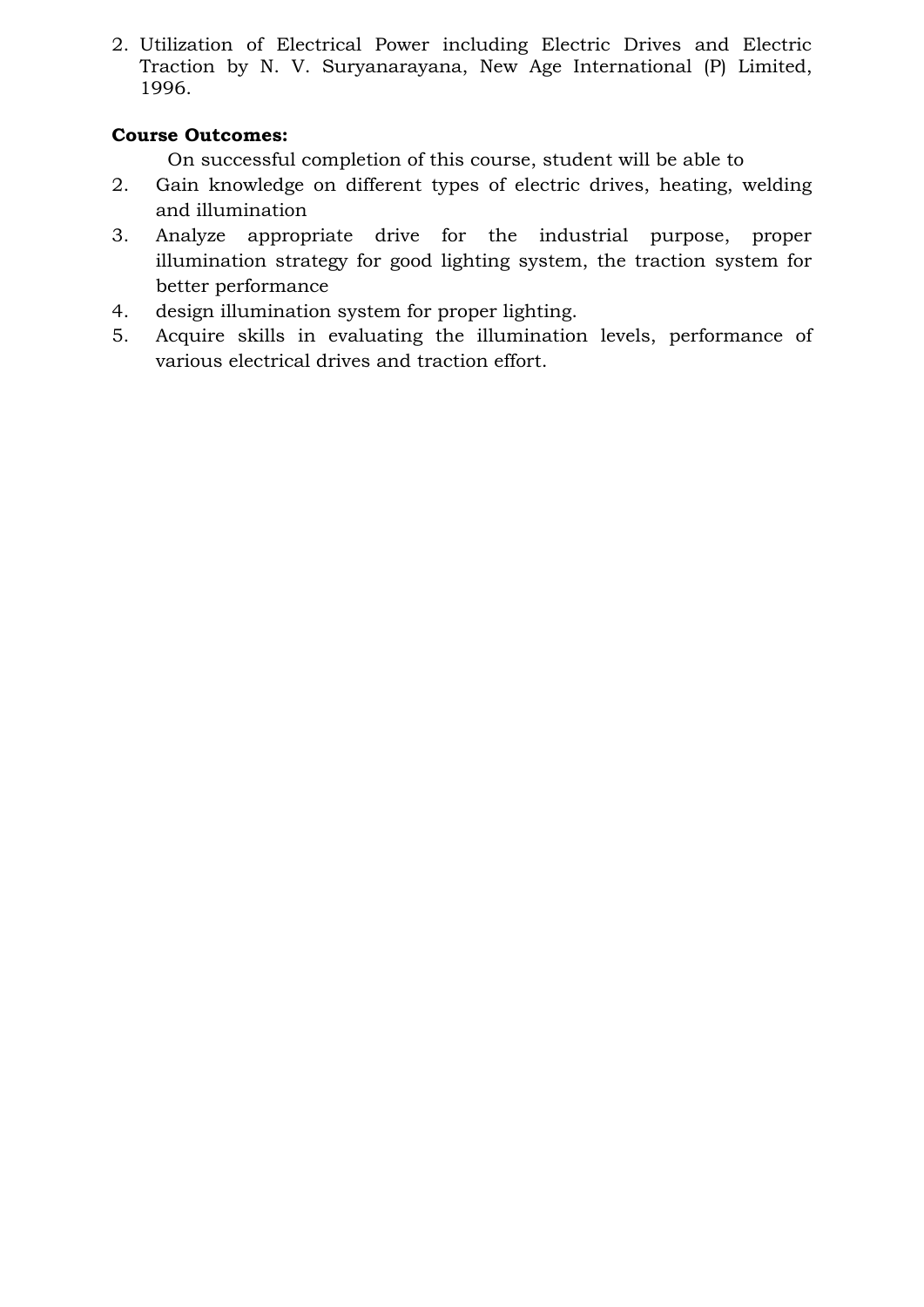2. Utilization of Electrical Power including Electric Drives and Electric Traction by N. V. Suryanarayana, New Age International (P) Limited, 1996.

**Course Outcomes:**

On successful completion of this course, student will be able to

2. Gain knowledge on different types of electric drives, heating, welding and illumination
3. Analyze appropriate drive for the industrial purpose, proper illumination strategy for good lighting system, the traction system for better performance
4. design illumination system for proper lighting.
5. Acquire skills in evaluating the illumination levels, performance of various electrical drives and traction effort.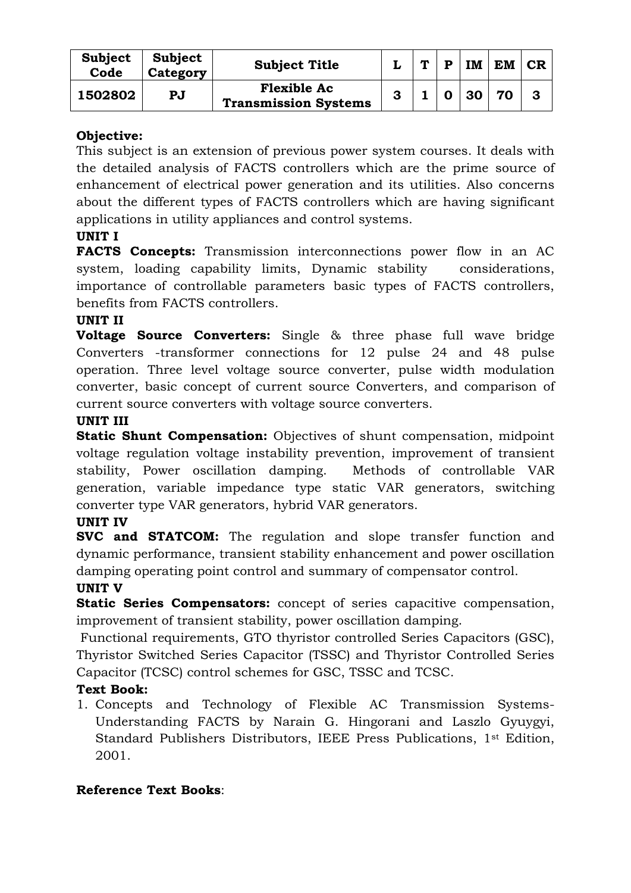| Subject Code | Subject Category | Subject Title | L | T | P | IM | EM | CR |
|---|---|---|---|---|---|---|---|---|
| 1502802 | PJ | Flexible Ac Transmission Systems | 3 | 1 | 0 | 30 | 70 | 3 |

**Objective:**
This subject is an extension of previous power system courses. It deals with the detailed analysis of FACTS controllers which are the prime source of enhancement of electrical power generation and its utilities. Also concerns about the different types of FACTS controllers which are having significant applications in utility appliances and control systems.

**UNIT I**

**FACTS Concepts:** Transmission interconnections power flow in an AC system, loading capability limits, Dynamic stability considerations, importance of controllable parameters basic types of FACTS controllers, benefits from FACTS controllers.

**UNIT II**

**Voltage Source Converters:** Single & three phase full wave bridge Converters -transformer connections for 12 pulse 24 and 48 pulse operation. Three level voltage source converter, pulse width modulation converter, basic concept of current source Converters, and comparison of current source converters with voltage source converters.

**UNIT III**

**Static Shunt Compensation:** Objectives of shunt compensation, midpoint voltage regulation voltage instability prevention, improvement of transient stability, Power oscillation damping. Methods of controllable VAR generation, variable impedance type static VAR generators, switching converter type VAR generators, hybrid VAR generators.

**UNIT IV**

**SVC and STATCOM:** The regulation and slope transfer function and dynamic performance, transient stability enhancement and power oscillation damping operating point control and summary of compensator control.

**UNIT V**

**Static Series Compensators:** concept of series capacitive compensation, improvement of transient stability, power oscillation damping.

Functional requirements, GTO thyristor controlled Series Capacitors (GSC), Thyristor Switched Series Capacitor (TSSC) and Thyristor Controlled Series Capacitor (TCSC) control schemes for GSC, TSSC and TCSC.

**Text Book:**

1. Concepts and Technology of Flexible AC Transmission Systems- Understanding FACTS by Narain G. Hingorani and Laszlo Gyuygyi, Standard Publishers Distributors, IEEE Press Publications, 1st Edition, 2001.

**Reference Text Books**: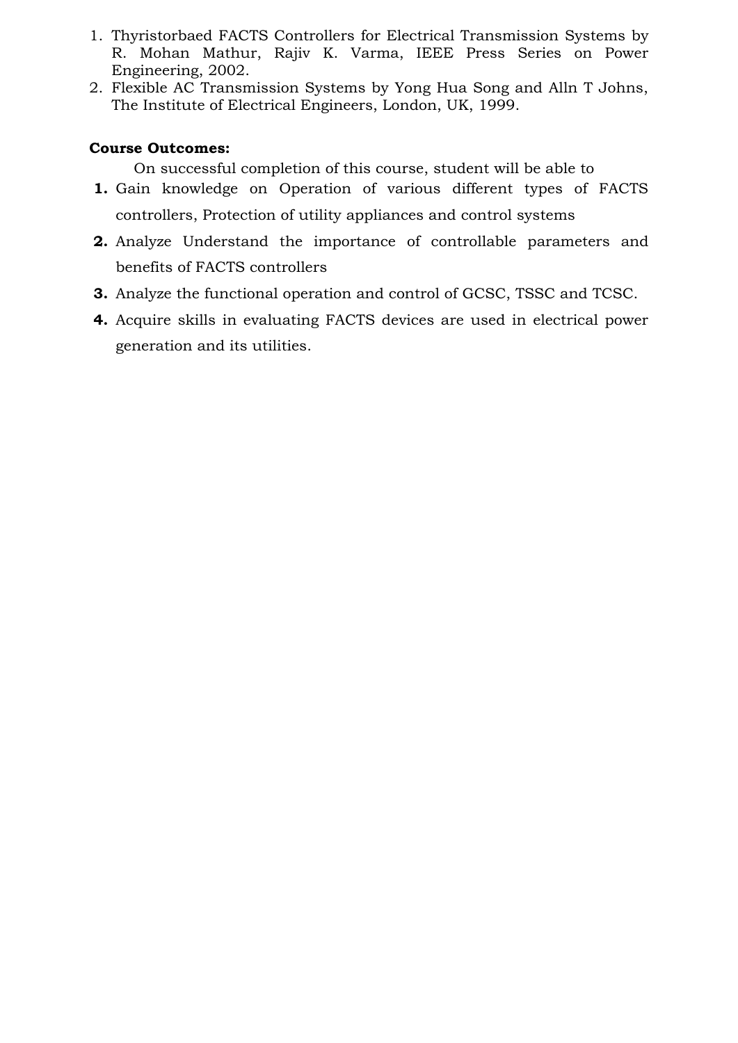1. Thyristorbaed FACTS Controllers for Electrical Transmission Systems by R. Mohan Mathur, Rajiv K. Varma, IEEE Press Series on Power Engineering, 2002.
2. Flexible AC Transmission Systems by Yong Hua Song and Alln T Johns, The Institute of Electrical Engineers, London, UK, 1999.

**Course Outcomes:**

On successful completion of this course, student will be able to

1. Gain knowledge on Operation of various different types of FACTS controllers, Protection of utility appliances and control systems
2. Analyze Understand the importance of controllable parameters and benefits of FACTS controllers
3. Analyze the functional operation and control of GCSC, TSSC and TCSC.
4. Acquire skills in evaluating FACTS devices are used in electrical power generation and its utilities.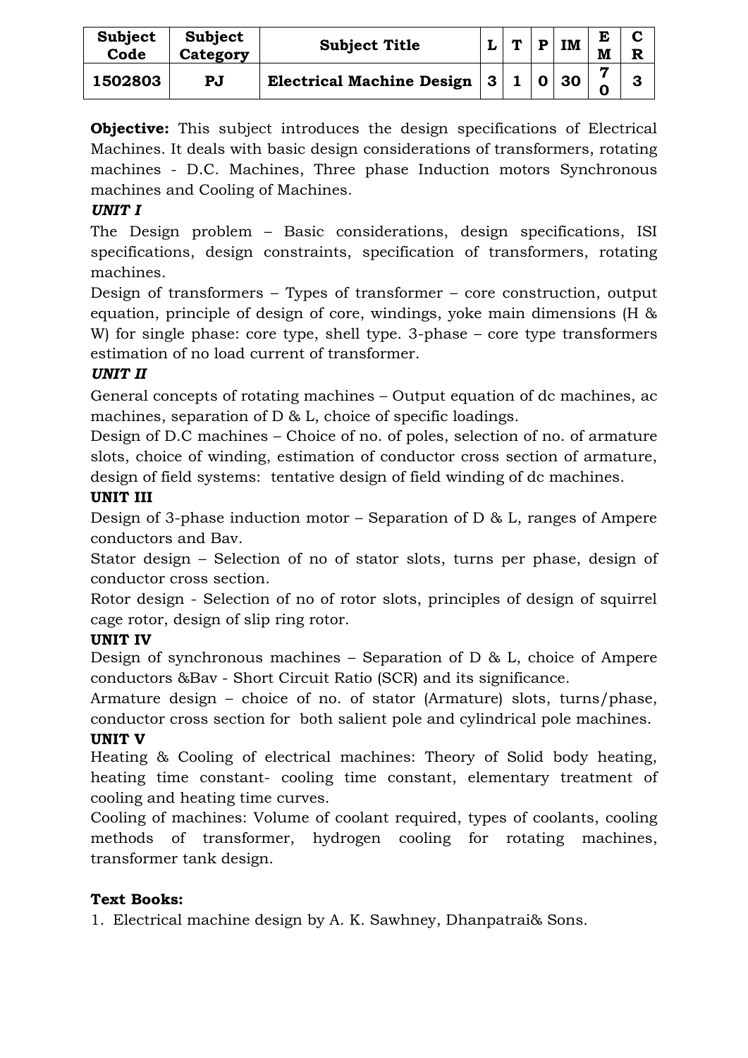| Subject Code | Subject Category | Subject Title | L | T | P | IM | EM | CR |
|---|---|---|---|---|---|---|---|---|
| 1502803 | PJ | Electrical Machine Design | 3 | 1 | 0 | 30 | 70 | 3 |

**Objective:** This subject introduces the design specifications of Electrical Machines. It deals with basic design considerations of transformers, rotating machines - D.C. Machines, Three phase Induction motors Synchronous machines and Cooling of Machines.

***UNIT I***

The Design problem – Basic considerations, design specifications, ISI specifications, design constraints, specification of transformers, rotating machines.

Design of transformers – Types of transformer – core construction, output equation, principle of design of core, windings, yoke main dimensions (H & W) for single phase: core type, shell type. 3-phase – core type transformers estimation of no load current of transformer.

***UNIT II***

General concepts of rotating machines – Output equation of dc machines, ac machines, separation of D & L, choice of specific loadings.

Design of D.C machines – Choice of no. of poles, selection of no. of armature slots, choice of winding, estimation of conductor cross section of armature, design of field systems: tentative design of field winding of dc machines.

**UNIT III**

Design of 3-phase induction motor – Separation of D & L, ranges of Ampere conductors and Bav.

Stator design – Selection of no of stator slots, turns per phase, design of conductor cross section.

Rotor design - Selection of no of rotor slots, principles of design of squirrel cage rotor, design of slip ring rotor.

**UNIT IV**

Design of synchronous machines – Separation of D & L, choice of Ampere conductors &Bav - Short Circuit Ratio (SCR) and its significance.

Armature design – choice of no. of stator (Armature) slots, turns/phase, conductor cross section for both salient pole and cylindrical pole machines.

**UNIT V**

Heating & Cooling of electrical machines: Theory of Solid body heating, heating time constant- cooling time constant, elementary treatment of cooling and heating time curves.

Cooling of machines: Volume of coolant required, types of coolants, cooling methods of transformer, hydrogen cooling for rotating machines, transformer tank design.

**Text Books:**

1. Electrical machine design by A. K. Sawhney, Dhanpatrai& Sons.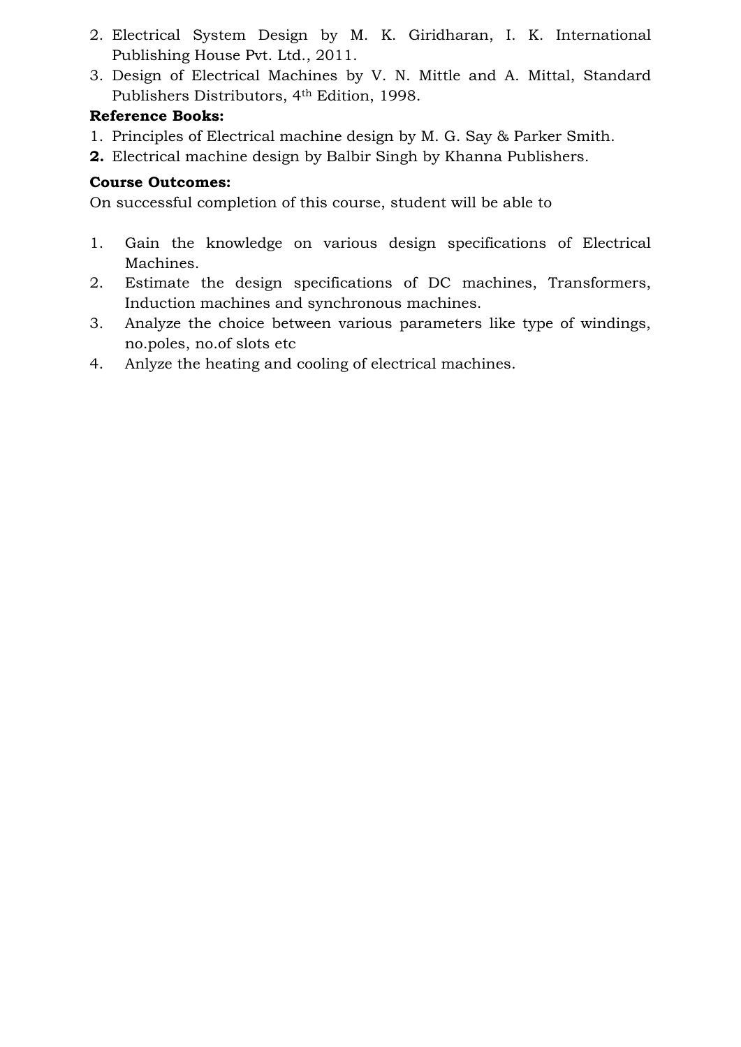2. Electrical System Design by M. K. Giridharan, I. K. International Publishing House Pvt. Ltd., 2011.
3. Design of Electrical Machines by V. N. Mittle and A. Mittal, Standard Publishers Distributors, 4th Edition, 1998.

**Reference Books:**

1. Principles of Electrical machine design by M. G. Say & Parker Smith.
2. Electrical machine design by Balbir Singh by Khanna Publishers.

**Course Outcomes:**

On successful completion of this course, student will be able to

1. Gain the knowledge on various design specifications of Electrical Machines.
2. Estimate the design specifications of DC machines, Transformers, Induction machines and synchronous machines.
3. Analyze the choice between various parameters like type of windings, no.poles, no.of slots etc
4. Anlyze the heating and cooling of electrical machines.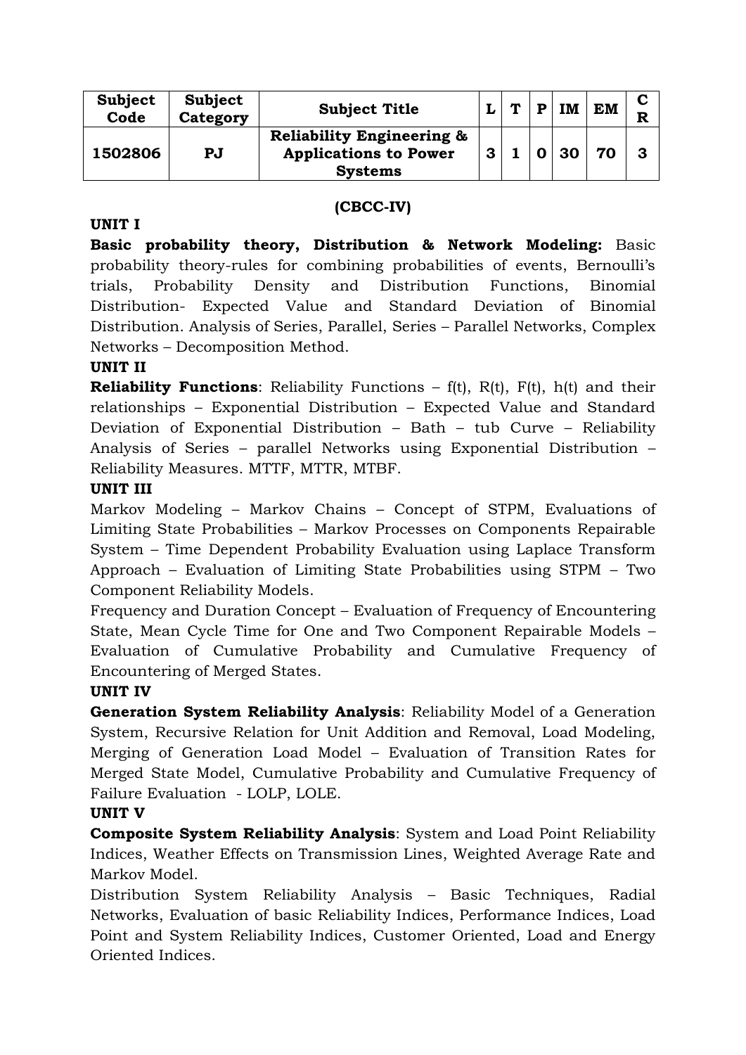| Subject Code | Subject Category | Subject Title | L | T | P | IM | EM | CR |
|---|---|---|---|---|---|---|---|---|
| **1502806** | **PJ** | **Reliability Engineering & Applications to Power Systems** | **3** | **1** | **0** | **30** | **70** | **3** |

**(CBCC-IV)**

**UNIT I**

**Basic probability theory, Distribution & Network Modeling:** Basic probability theory-rules for combining probabilities of events, Bernoulli's trials, Probability Density and Distribution Functions, Binomial Distribution- Expected Value and Standard Deviation of Binomial Distribution. Analysis of Series, Parallel, Series – Parallel Networks, Complex Networks – Decomposition Method.

**UNIT II**

**Reliability Functions**: Reliability Functions – f(t), R(t), F(t), h(t) and their relationships – Exponential Distribution – Expected Value and Standard Deviation of Exponential Distribution – Bath – tub Curve – Reliability Analysis of Series – parallel Networks using Exponential Distribution – Reliability Measures. MTTF, MTTR, MTBF.

**UNIT III**

Markov Modeling – Markov Chains – Concept of STPM, Evaluations of Limiting State Probabilities – Markov Processes on Components Repairable System – Time Dependent Probability Evaluation using Laplace Transform Approach – Evaluation of Limiting State Probabilities using STPM – Two Component Reliability Models.

Frequency and Duration Concept – Evaluation of Frequency of Encountering State, Mean Cycle Time for One and Two Component Repairable Models – Evaluation of Cumulative Probability and Cumulative Frequency of Encountering of Merged States.

**UNIT IV**

**Generation System Reliability Analysis**: Reliability Model of a Generation System, Recursive Relation for Unit Addition and Removal, Load Modeling, Merging of Generation Load Model – Evaluation of Transition Rates for Merged State Model, Cumulative Probability and Cumulative Frequency of Failure Evaluation - LOLP, LOLE.

**UNIT V**

**Composite System Reliability Analysis**: System and Load Point Reliability Indices, Weather Effects on Transmission Lines, Weighted Average Rate and Markov Model.

Distribution System Reliability Analysis – Basic Techniques, Radial Networks, Evaluation of basic Reliability Indices, Performance Indices, Load Point and System Reliability Indices, Customer Oriented, Load and Energy Oriented Indices.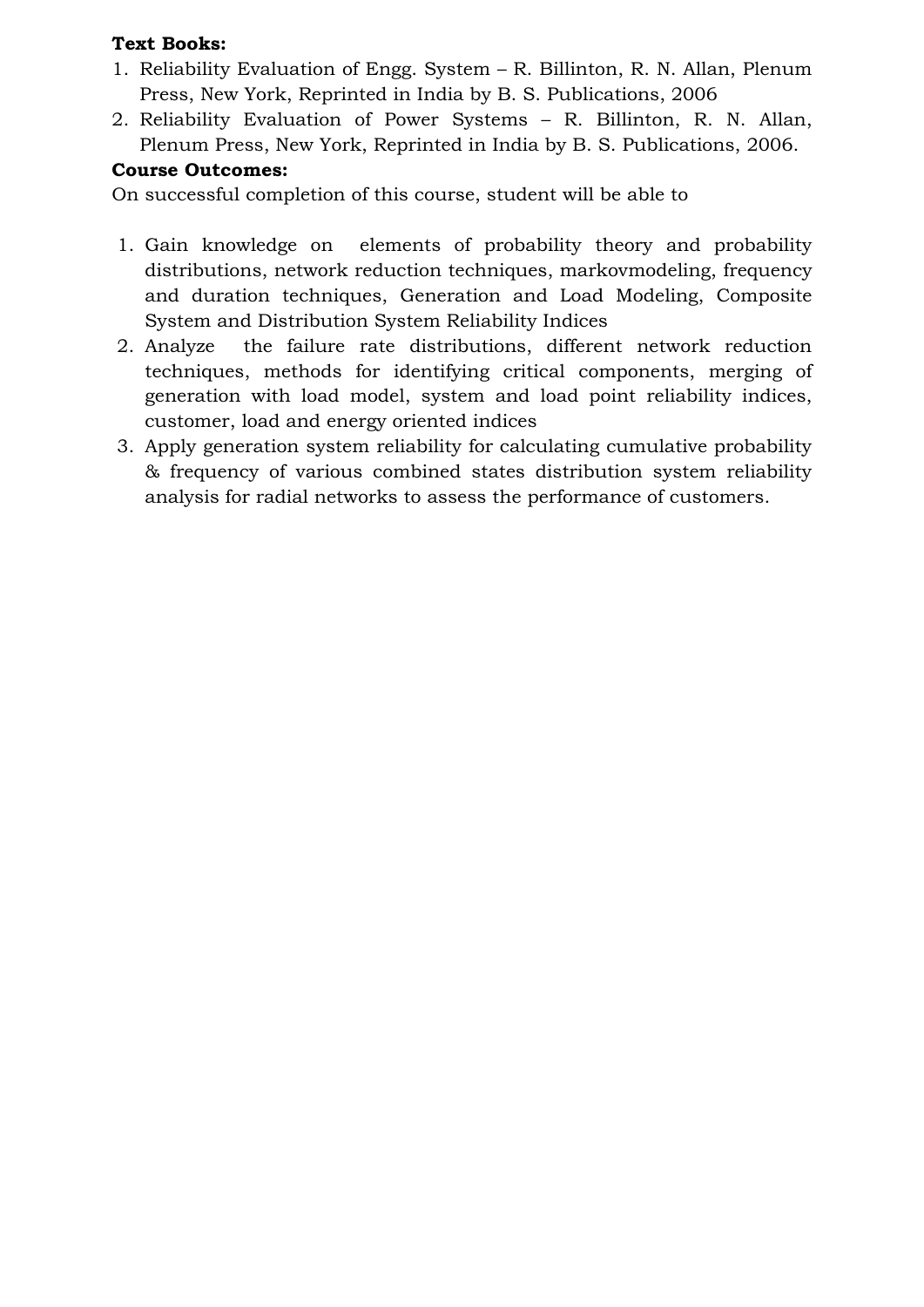**Text Books:**

1. Reliability Evaluation of Engg. System – R. Billinton, R. N. Allan, Plenum Press, New York, Reprinted in India by B. S. Publications, 2006
2. Reliability Evaluation of Power Systems – R. Billinton, R. N. Allan, Plenum Press, New York, Reprinted in India by B. S. Publications, 2006.

**Course Outcomes:**

On successful completion of this course, student will be able to

1. Gain knowledge on elements of probability theory and probability distributions, network reduction techniques, markovmodeling, frequency and duration techniques, Generation and Load Modeling, Composite System and Distribution System Reliability Indices
2. Analyze the failure rate distributions, different network reduction techniques, methods for identifying critical components, merging of generation with load model, system and load point reliability indices, customer, load and energy oriented indices
3. Apply generation system reliability for calculating cumulative probability & frequency of various combined states distribution system reliability analysis for radial networks to assess the performance of customers.